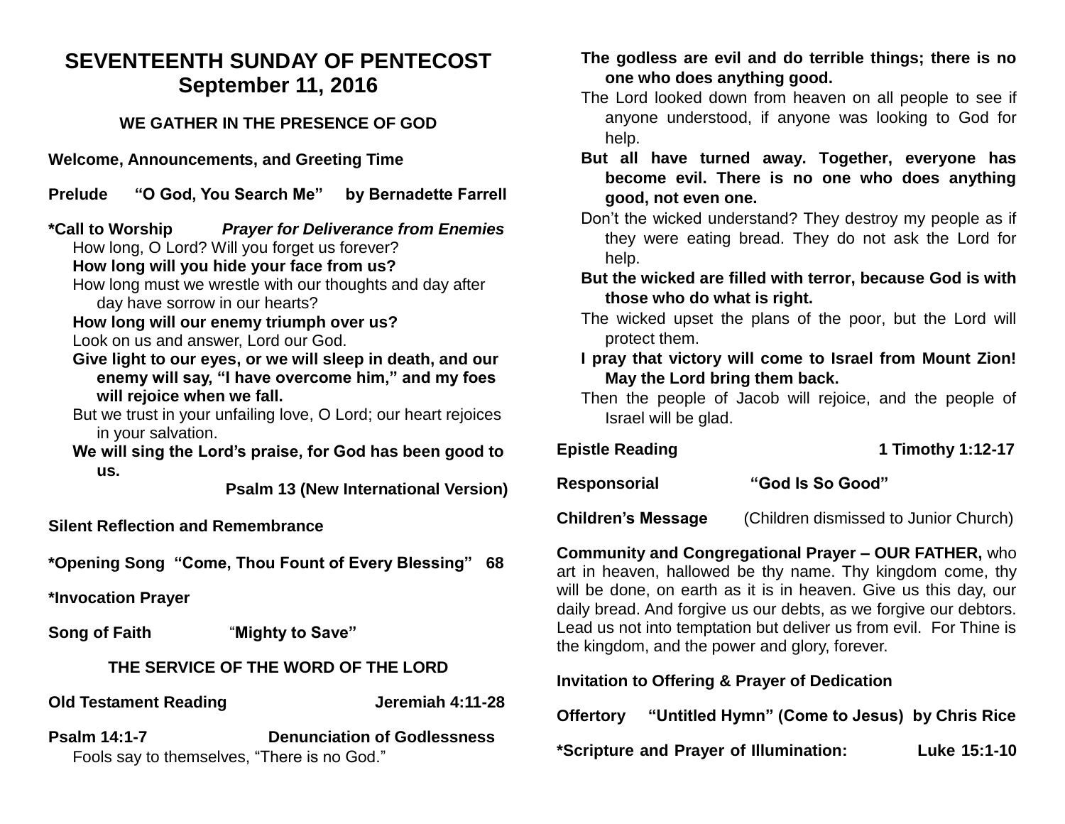# SEVENTEENTH SUNDAY OF PENTECOST
## September 11, 2016

### WE GATHER IN THE PRESENCE OF GOD

**Welcome, Announcements, and Greeting Time**

**Prelude "O God, You Search Me" by Bernadette Farrell**

**\*Call to Worship** ***Prayer for Deliverance from Enemies***

How long, O Lord? Will you forget us forever?

**How long will you hide your face from us?**

How long must we wrestle with our thoughts and day after day have sorrow in our hearts?

**How long will our enemy triumph over us?**

Look on us and answer, Lord our God.

**Give light to our eyes, or we will sleep in death, and our enemy will say, "I have overcome him," and my foes will rejoice when we fall.**

But we trust in your unfailing love, O Lord; our heart rejoices in your salvation.

**We will sing the Lord's praise, for God has been good to us.**

**Psalm 13 (New International Version)**

**Silent Reflection and Remembrance**

**\*Opening Song "Come, Thou Fount of Every Blessing" 68**

**\*Invocation Prayer**

**Song of Faith** "**Mighty to Save"**

### THE SERVICE OF THE WORD OF THE LORD

**Old Testament Reading Jeremiah 4:11-28**

**Psalm 14:1-7 Denunciation of Godlessness**

Fools say to themselves, "There is no God."

**The godless are evil and do terrible things; there is no one who does anything good.**

The Lord looked down from heaven on all people to see if anyone understood, if anyone was looking to God for help.

**But all have turned away. Together, everyone has become evil. There is no one who does anything good, not even one.**

Don't the wicked understand? They destroy my people as if they were eating bread. They do not ask the Lord for help.

**But the wicked are filled with terror, because God is with those who do what is right.**

The wicked upset the plans of the poor, but the Lord will protect them.

**I pray that victory will come to Israel from Mount Zion! May the Lord bring them back.**

Then the people of Jacob will rejoice, and the people of Israel will be glad.

**Epistle Reading 1 Timothy 1:12-17**

**Responsorial "God Is So Good"**

**Children's Message** (Children dismissed to Junior Church)

**Community and Congregational Prayer – OUR FATHER,** who art in heaven, hallowed be thy name. Thy kingdom come, thy will be done, on earth as it is in heaven. Give us this day, our daily bread. And forgive us our debts, as we forgive our debtors. Lead us not into temptation but deliver us from evil. For Thine is the kingdom, and the power and glory, forever.

**Invitation to Offering & Prayer of Dedication**

**Offertory "Untitled Hymn" (Come to Jesus) by Chris Rice**

**\*Scripture and Prayer of Illumination: Luke 15:1-10**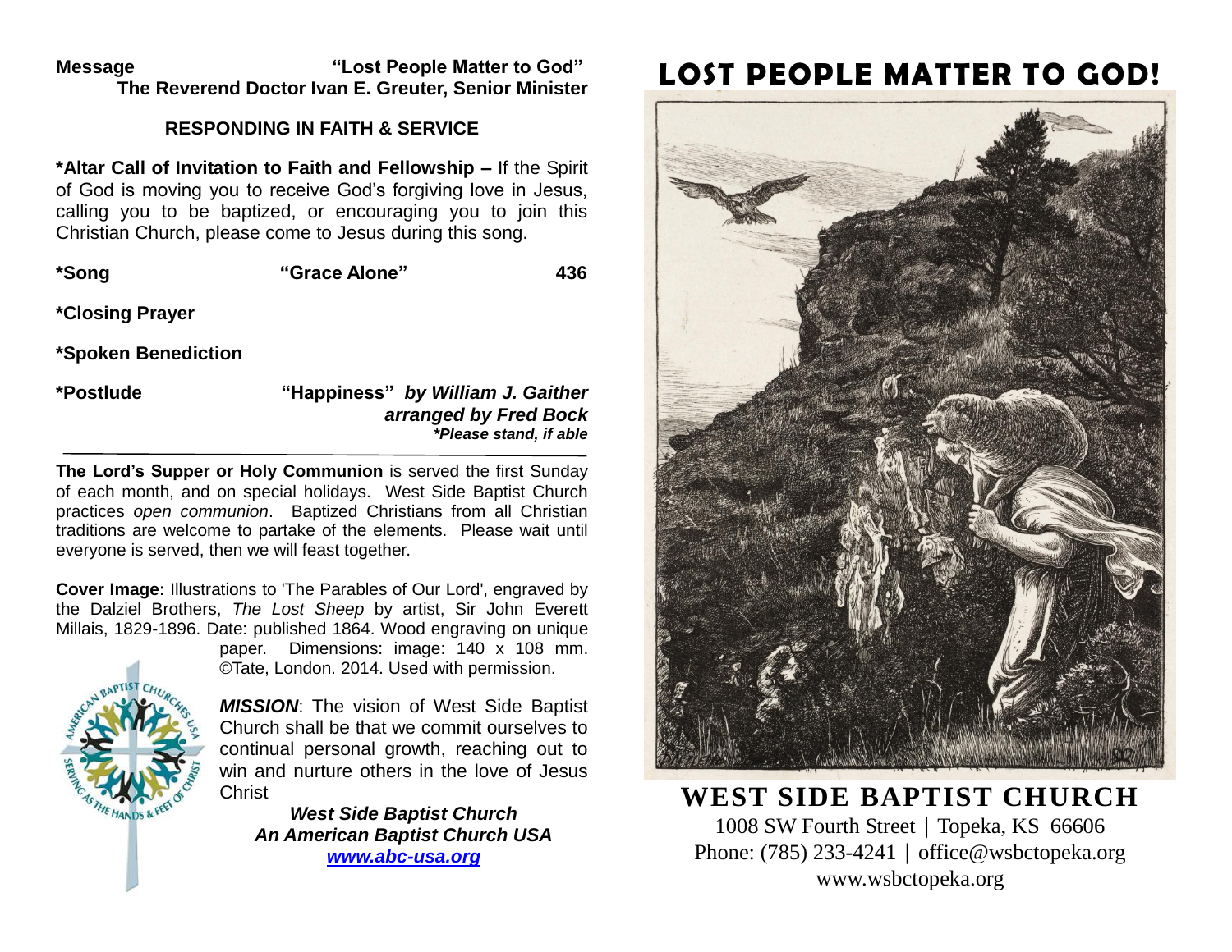**Message** **"Lost People Matter to God"**
**The Reverend Doctor Ivan E. Greuter, Senior Minister**

## RESPONDING IN FAITH & SERVICE

**\*Altar Call of Invitation to Faith and Fellowship –** If the Spirit of God is moving you to receive God's forgiving love in Jesus, calling you to be baptized, or encouraging you to join this Christian Church, please come to Jesus during this song.

**\*Song** **"Grace Alone"** **436**

**\*Closing Prayer**

**\*Spoken Benediction**

**\*Postlude** **"Happiness"** ***by William J. Gaither***
***arranged by Fred Bock***
***\*Please stand, if able***

---

**The Lord's Supper or Holy Communion** is served the first Sunday of each month, and on special holidays. West Side Baptist Church practices *open communion*. Baptized Christians from all Christian traditions are welcome to partake of the elements. Please wait until everyone is served, then we will feast together.

**Cover Image:** Illustrations to 'The Parables of Our Lord', engraved by the Dalziel Brothers, *The Lost Sheep* by artist, Sir John Everett Millais, 1829-1896. Date: published 1864. Wood engraving on unique paper. Dimensions: image: 140 x 108 mm. ©Tate, London. 2014. Used with permission.

***MISSION***: The vision of West Side Baptist Church shall be that we commit ourselves to continual personal growth, reaching out to win and nurture others in the love of Jesus Christ

***West Side Baptist Church***
***An American Baptist Church USA***
***www.abc-usa.org***

# LOST PEOPLE MATTER TO GOD!

# WEST SIDE BAPTIST CHURCH

1008 SW Fourth Street | Topeka, KS 66606
Phone: (785) 233-4241 | office@wsbctopeka.org
www.wsbctopeka.org